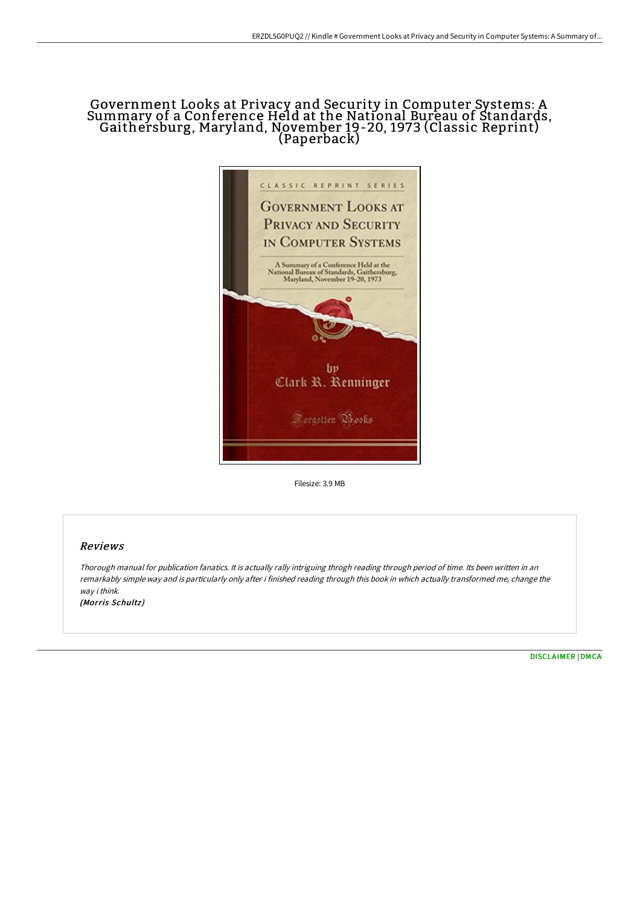# Government Looks at Privacy and Security in Computer Systems: A Summary of a Conference Held at the National Bureau of Standards, Gaithersburg, Maryland, November 19-20, 1973 (Classic Reprint) (Paperback)

Filesize: 3.9 MB

## Reviews

*Thorough manual for publication fanatics. It is actually rally intriguing throgh reading through period of time. Its been written in an remarkably simple way and is particularly only after i finished reading through this book in which actually transformed me, change the way i think.*

*(Morris Schultz)*

DISCLAIMER | DMCA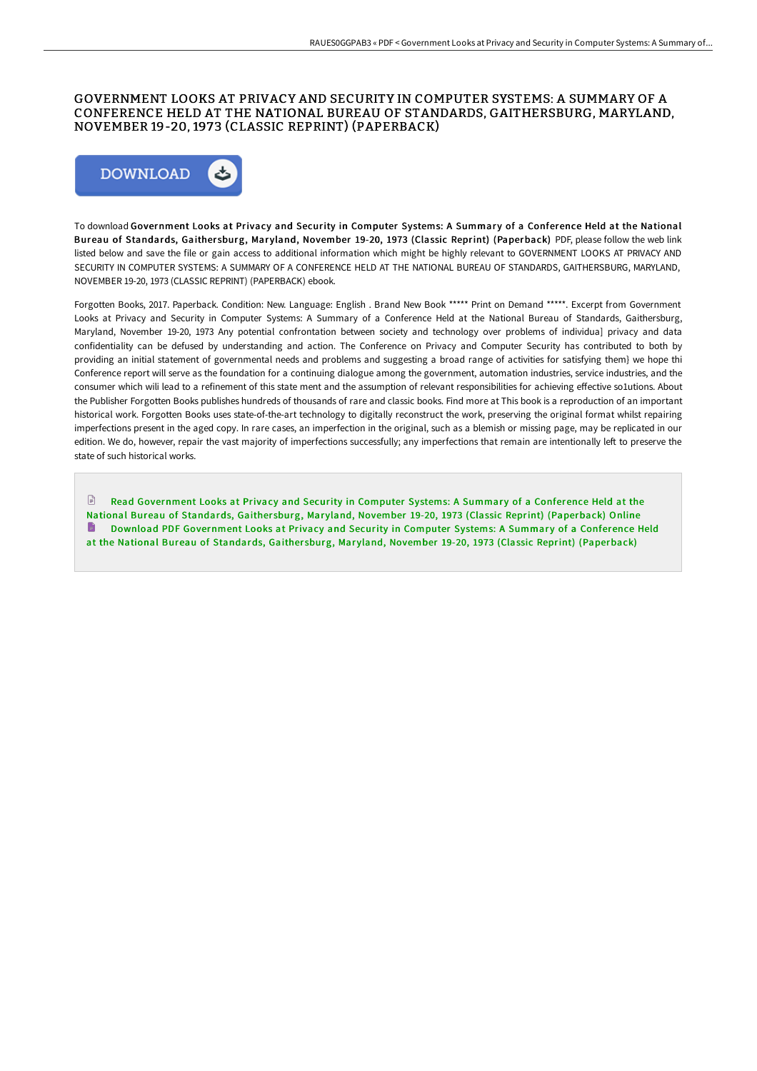# GOVERNMENT LOOKS AT PRIVACY AND SECURITY IN COMPUTER SYSTEMS: A SUMMARY OF A CONFERENCE HELD AT THE NATIONAL BUREAU OF STANDARDS, GAITHERSBURG, MARYLAND, NOVEMBER 19-20, 1973 (CLASSIC REPRINT) (PAPERBACK)

DOWNLOAD

To download **Government Looks at Privacy and Security in Computer Systems: A Summary of a Conference Held at the National Bureau of Standards, Gaithersburg, Maryland, November 19-20, 1973 (Classic Reprint) (Paperback)** PDF, please follow the web link listed below and save the file or gain access to additional information which might be highly relevant to GOVERNMENT LOOKS AT PRIVACY AND SECURITY IN COMPUTER SYSTEMS: A SUMMARY OF A CONFERENCE HELD AT THE NATIONAL BUREAU OF STANDARDS, GAITHERSBURG, MARYLAND, NOVEMBER 19-20, 1973 (CLASSIC REPRINT) (PAPERBACK) ebook.

Forgotten Books, 2017. Paperback. Condition: New. Language: English . Brand New Book ***** Print on Demand *****. Excerpt from Government Looks at Privacy and Security in Computer Systems: A Summary of a Conference Held at the National Bureau of Standards, Gaithersburg, Maryland, November 19-20, 1973 Any potential confrontation between society and technology over problems of individua] privacy and data confidentiality can be defused by understanding and action. The Conference on Privacy and Computer Security has contributed to both by providing an initial statement of governmental needs and problems and suggesting a broad range of activities for satisfying them} we hope thi Conference report will serve as the foundation for a continuing dialogue among the government, automation industries, service industries, and the consumer which wili lead to a refinement of this state ment and the assumption of relevant responsibilities for achieving effective so1utions. About the Publisher Forgotten Books publishes hundreds of thousands of rare and classic books. Find more at This book is a reproduction of an important historical work. Forgotten Books uses state-of-the-art technology to digitally reconstruct the work, preserving the original format whilst repairing imperfections present in the aged copy. In rare cases, an imperfection in the original, such as a blemish or missing page, may be replicated in our edition. We do, however, repair the vast majority of imperfections successfully; any imperfections that remain are intentionally left to preserve the state of such historical works.

Read Government Looks at Privacy and Security in Computer Systems: A Summary of a Conference Held at the National Bureau of Standards, Gaithersburg, Maryland, November 19-20, 1973 (Classic Reprint) (Paperback) Online

Download PDF Government Looks at Privacy and Security in Computer Systems: A Summary of a Conference Held at the National Bureau of Standards, Gaithersburg, Maryland, November 19-20, 1973 (Classic Reprint) (Paperback)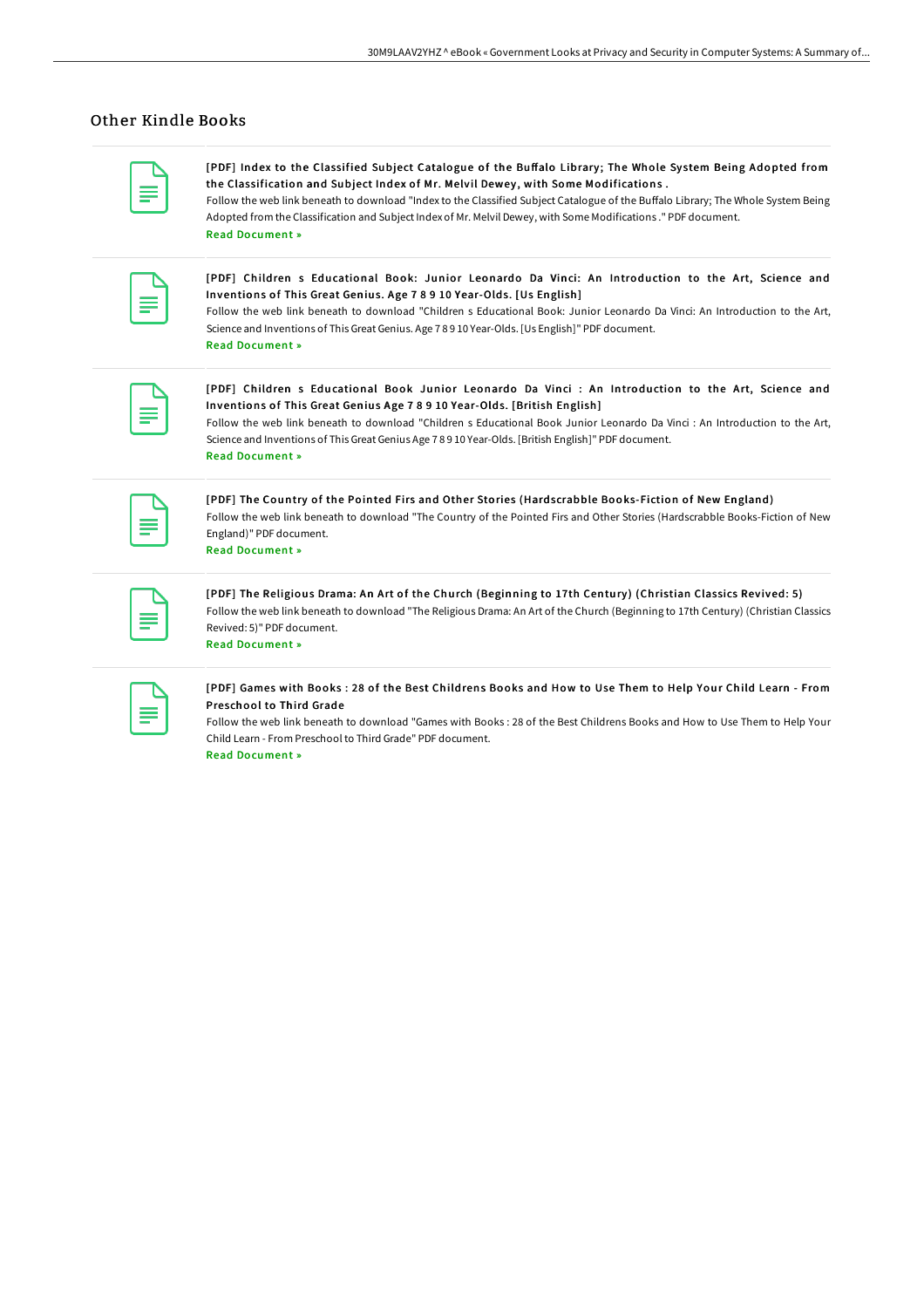## Other Kindle Books

**[PDF] Index to the Classified Subject Catalogue of the Buffalo Library; The Whole System Being Adopted from the Classification and Subject Index of Mr. Melvil Dewey, with Some Modifications .**

Follow the web link beneath to download "Index to the Classified Subject Catalogue of the Buffalo Library; The Whole System Being Adopted from the Classification and Subject Index of Mr. Melvil Dewey, with Some Modifications ." PDF document.

Read Document »

**[PDF] Children s Educational Book: Junior Leonardo Da Vinci: An Introduction to the Art, Science and Inventions of This Great Genius. Age 7 8 9 10 Year-Olds. [Us English]**

Follow the web link beneath to download "Children s Educational Book: Junior Leonardo Da Vinci: An Introduction to the Art, Science and Inventions of This Great Genius. Age 7 8 9 10 Year-Olds. [Us English]" PDF document.

Read Document »

**[PDF] Children s Educational Book Junior Leonardo Da Vinci : An Introduction to the Art, Science and Inventions of This Great Genius Age 7 8 9 10 Year-Olds. [British English]**

Follow the web link beneath to download "Children s Educational Book Junior Leonardo Da Vinci : An Introduction to the Art, Science and Inventions of This Great Genius Age 7 8 9 10 Year-Olds. [British English]" PDF document.

Read Document »

**[PDF] The Country of the Pointed Firs and Other Stories (Hardscrabble Books-Fiction of New England)**

Follow the web link beneath to download "The Country of the Pointed Firs and Other Stories (Hardscrabble Books-Fiction of New England)" PDF document.

Read Document »

**[PDF] The Religious Drama: An Art of the Church (Beginning to 17th Century) (Christian Classics Revived: 5)**

Follow the web link beneath to download "The Religious Drama: An Art of the Church (Beginning to 17th Century) (Christian Classics Revived: 5)" PDF document.

Read Document »

**[PDF] Games with Books : 28 of the Best Childrens Books and How to Use Them to Help Your Child Learn - From Preschool to Third Grade**

Follow the web link beneath to download "Games with Books : 28 of the Best Childrens Books and How to Use Them to Help Your Child Learn - From Preschool to Third Grade" PDF document.

Read Document »